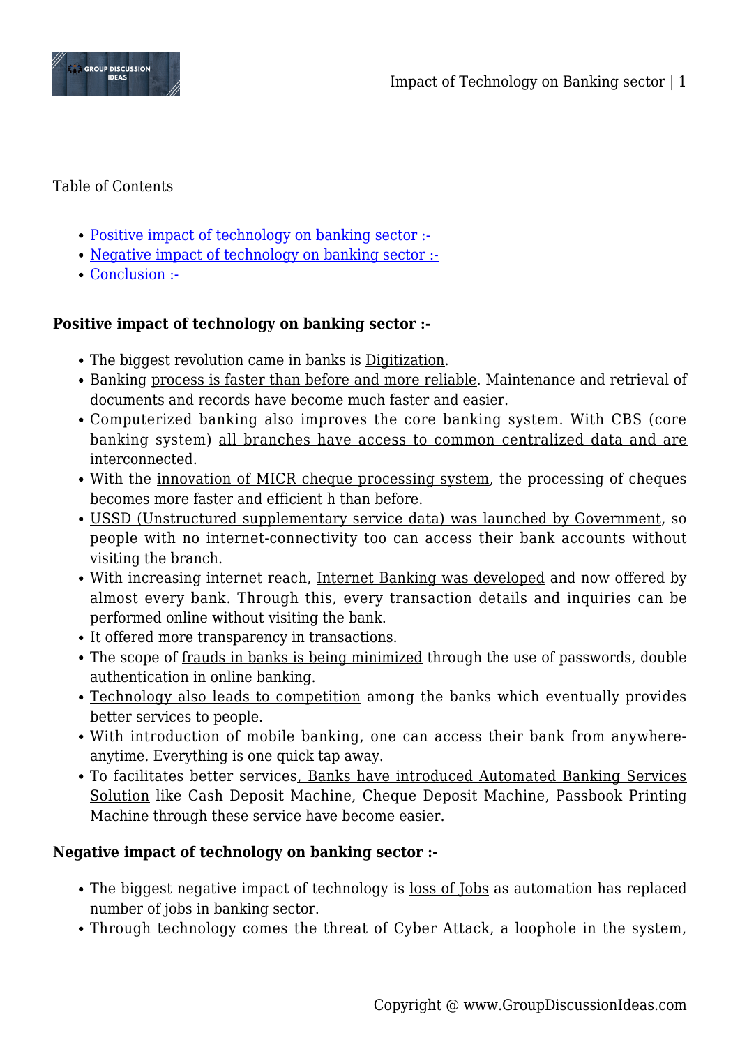Table of Contents

- Positive impact of technology on banking sector :-
- Negative impact of technology on banking sector :-
- Conclusion :-

**Positive impact of technology on banking sector :-**

- The biggest revolution came in banks is Digitization.
- Banking process is faster than before and more reliable. Maintenance and retrieval of documents and records have become much faster and easier.
- Computerized banking also improves the core banking system. With CBS (core banking system) all branches have access to common centralized data and are interconnected.
- With the innovation of MICR cheque processing system, the processing of cheques becomes more faster and efficient h than before.
- USSD (Unstructured supplementary service data) was launched by Government, so people with no internet-connectivity too can access their bank accounts without visiting the branch.
- With increasing internet reach, Internet Banking was developed and now offered by almost every bank. Through this, every transaction details and inquiries can be performed online without visiting the bank.
- It offered more transparency in transactions.
- The scope of frauds in banks is being minimized through the use of passwords, double authentication in online banking.
- Technology also leads to competition among the banks which eventually provides better services to people.
- With introduction of mobile banking, one can access their bank from anywhere-anytime. Everything is one quick tap away.
- To facilitates better services, Banks have introduced Automated Banking Services Solution like Cash Deposit Machine, Cheque Deposit Machine, Passbook Printing Machine through these service have become easier.

**Negative impact of technology on banking sector :-**

- The biggest negative impact of technology is loss of Jobs as automation has replaced number of jobs in banking sector.
- Through technology comes the threat of Cyber Attack, a loophole in the system,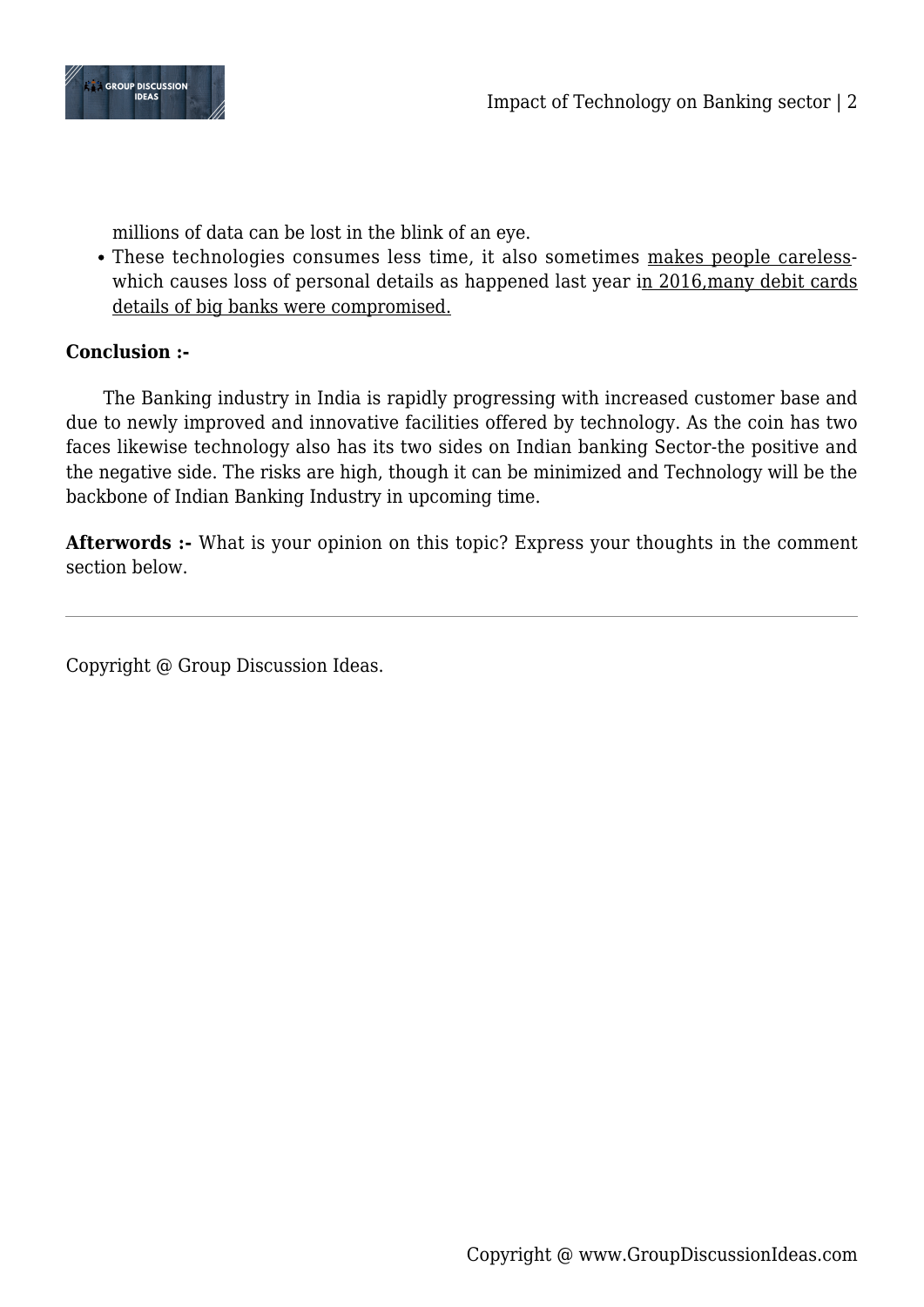millions of data can be lost in the blink of an eye.

- These technologies consumes less time, it also sometimes makes people careless-which causes loss of personal details as happened last year in 2016,many debit cards details of big banks were compromised.

**Conclusion :-**

The Banking industry in India is rapidly progressing with increased customer base and due to newly improved and innovative facilities offered by technology. As the coin has two faces likewise technology also has its two sides on Indian banking Sector-the positive and the negative side. The risks are high, though it can be minimized and Technology will be the backbone of Indian Banking Industry in upcoming time.

**Afterwords :-** What is your opinion on this topic? Express your thoughts in the comment section below.

---

Copyright @ Group Discussion Ideas.